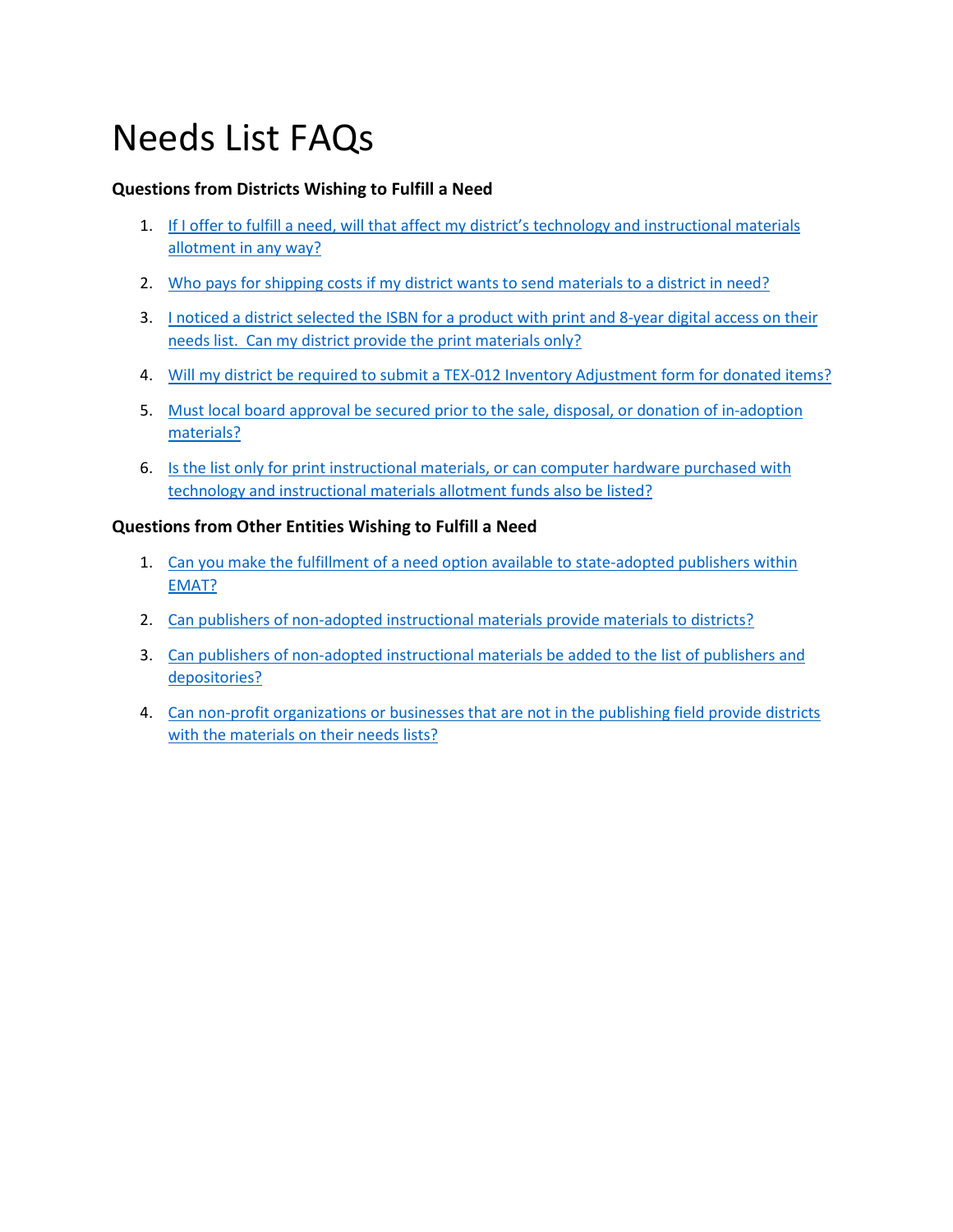# Needs List FAQs

**Questions from Districts Wishing to Fulfill a Need**

1. If I offer to fulfill a need, will that affect my district's technology and instructional materials allotment in any way?
2. Who pays for shipping costs if my district wants to send materials to a district in need?
3. I noticed a district selected the ISBN for a product with print and 8-year digital access on their needs list. Can my district provide the print materials only?
4. Will my district be required to submit a TEX-012 Inventory Adjustment form for donated items?
5. Must local board approval be secured prior to the sale, disposal, or donation of in-adoption materials?
6. Is the list only for print instructional materials, or can computer hardware purchased with technology and instructional materials allotment funds also be listed?

**Questions from Other Entities Wishing to Fulfill a Need**

1. Can you make the fulfillment of a need option available to state-adopted publishers within EMAT?
2. Can publishers of non-adopted instructional materials provide materials to districts?
3. Can publishers of non-adopted instructional materials be added to the list of publishers and depositories?
4. Can non-profit organizations or businesses that are not in the publishing field provide districts with the materials on their needs lists?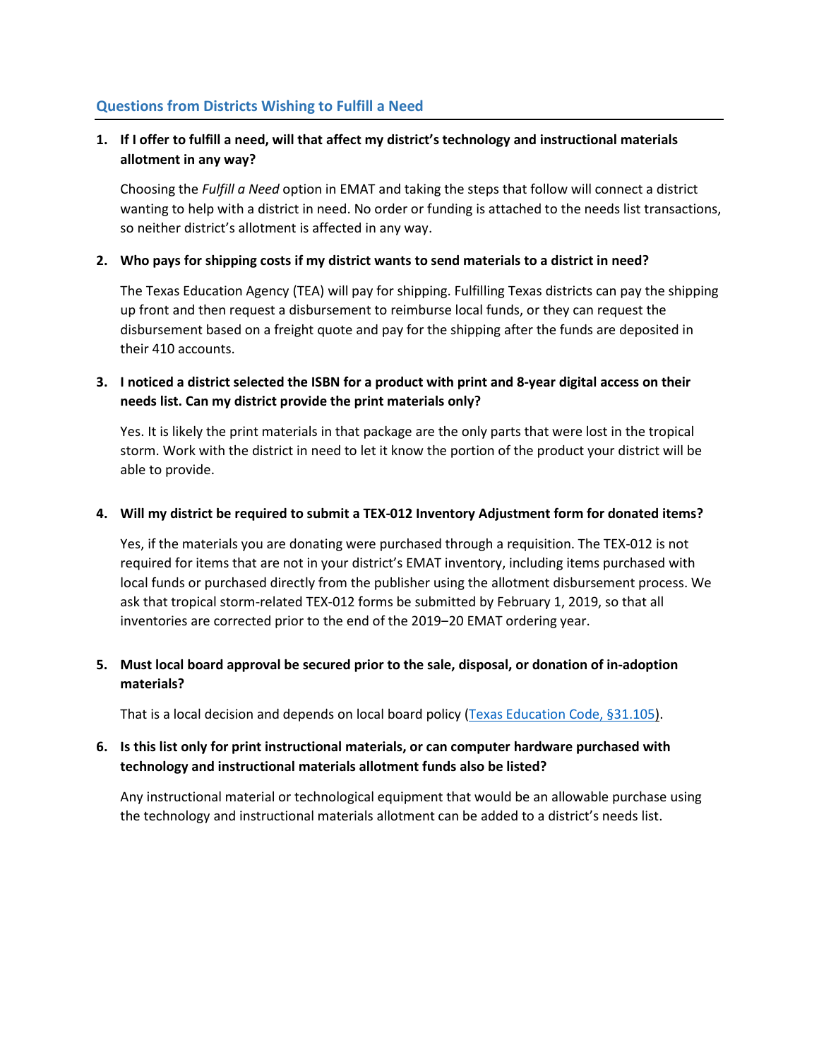## Questions from Districts Wishing to Fulfill a Need

1. **If I offer to fulfill a need, will that affect my district's technology and instructional materials allotment in any way?**

   Choosing the *Fulfill a Need* option in EMAT and taking the steps that follow will connect a district wanting to help with a district in need. No order or funding is attached to the needs list transactions, so neither district's allotment is affected in any way.

2. **Who pays for shipping costs if my district wants to send materials to a district in need?**

   The Texas Education Agency (TEA) will pay for shipping. Fulfilling Texas districts can pay the shipping up front and then request a disbursement to reimburse local funds, or they can request the disbursement based on a freight quote and pay for the shipping after the funds are deposited in their 410 accounts.

3. **I noticed a district selected the ISBN for a product with print and 8-year digital access on their needs list. Can my district provide the print materials only?**

   Yes. It is likely the print materials in that package are the only parts that were lost in the tropical storm. Work with the district in need to let it know the portion of the product your district will be able to provide.

4. **Will my district be required to submit a TEX-012 Inventory Adjustment form for donated items?**

   Yes, if the materials you are donating were purchased through a requisition. The TEX-012 is not required for items that are not in your district's EMAT inventory, including items purchased with local funds or purchased directly from the publisher using the allotment disbursement process. We ask that tropical storm-related TEX-012 forms be submitted by February 1, 2019, so that all inventories are corrected prior to the end of the 2019–20 EMAT ordering year.

5. **Must local board approval be secured prior to the sale, disposal, or donation of in-adoption materials?**

   That is a local decision and depends on local board policy (Texas Education Code, §31.105).

6. **Is this list only for print instructional materials, or can computer hardware purchased with technology and instructional materials allotment funds also be listed?**

   Any instructional material or technological equipment that would be an allowable purchase using the technology and instructional materials allotment can be added to a district's needs list.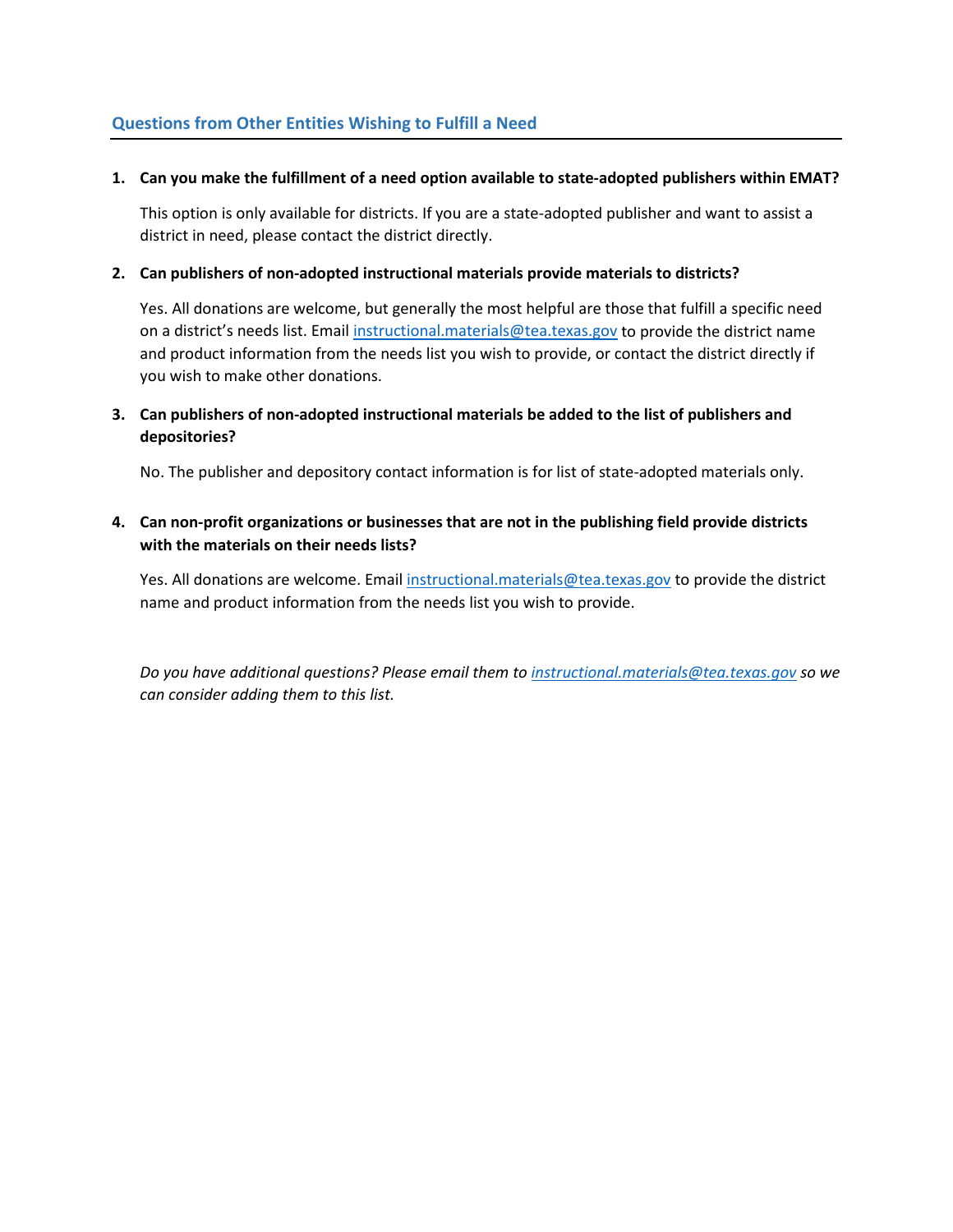## Questions from Other Entities Wishing to Fulfill a Need

1. **Can you make the fulfillment of a need option available to state-adopted publishers within EMAT?**

   This option is only available for districts. If you are a state-adopted publisher and want to assist a district in need, please contact the district directly.

2. **Can publishers of non-adopted instructional materials provide materials to districts?**

   Yes. All donations are welcome, but generally the most helpful are those that fulfill a specific need on a district's needs list. Email instructional.materials@tea.texas.gov to provide the district name and product information from the needs list you wish to provide, or contact the district directly if you wish to make other donations.

3. **Can publishers of non-adopted instructional materials be added to the list of publishers and depositories?**

   No. The publisher and depository contact information is for list of state-adopted materials only.

4. **Can non-profit organizations or businesses that are not in the publishing field provide districts with the materials on their needs lists?**

   Yes. All donations are welcome. Email instructional.materials@tea.texas.gov to provide the district name and product information from the needs list you wish to provide.

*Do you have additional questions? Please email them to instructional.materials@tea.texas.gov so we can consider adding them to this list.*